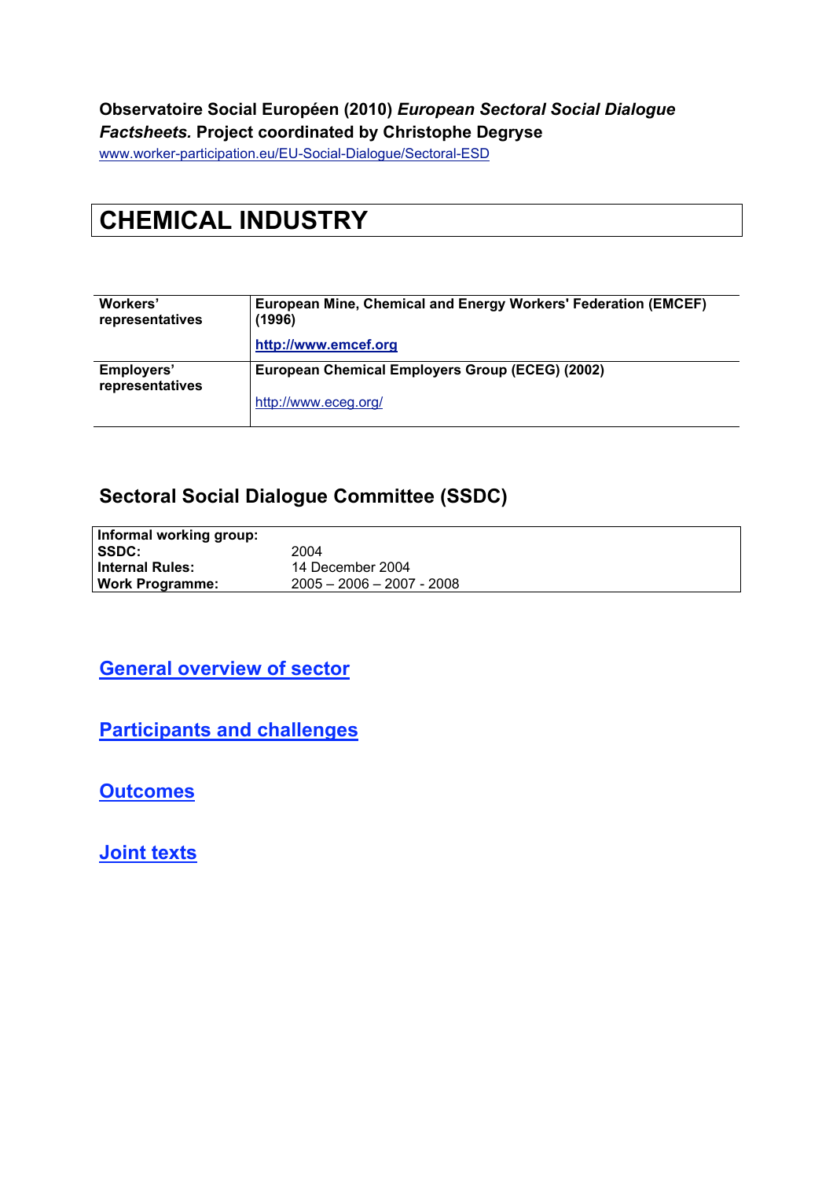**Observatoire Social Européen (2010) *European Sectoral Social Dialogue Factsheets.* Project coordinated by Christophe Degryse**

www.worker-participation.eu/EU-Social-Dialogue/Sectoral-ESD

# CHEMICAL INDUSTRY

| | |
|---|---|
| **Workers' representatives** | **European Mine, Chemical and Energy Workers' Federation (EMCEF) (1996)**<br><br>**http://www.emcef.org** |
| **Employers' representatives** | **European Chemical Employers Group (ECEG) (2002)**<br><br>http://www.eceg.org/ |

## Sectoral Social Dialogue Committee (SSDC)

| | |
|---|---|
| **Informal working group:** | |
| **SSDC:** | 2004 |
| **Internal Rules:** | 14 December 2004 |
| **Work Programme:** | 2005 – 2006 – 2007 - 2008 |

## General overview of sector

## Participants and challenges

## Outcomes

## Joint texts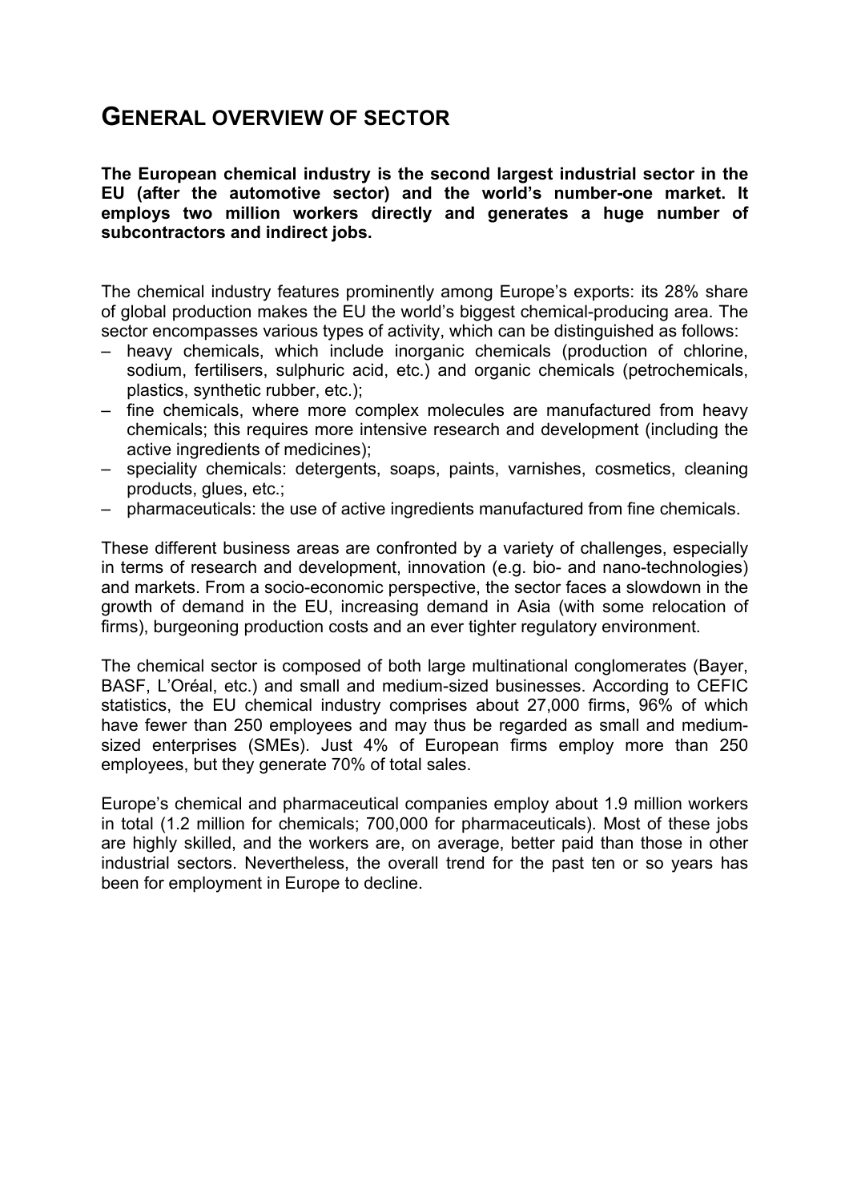# GENERAL OVERVIEW OF SECTOR

**The European chemical industry is the second largest industrial sector in the EU (after the automotive sector) and the world's number-one market. It employs two million workers directly and generates a huge number of subcontractors and indirect jobs.**

The chemical industry features prominently among Europe's exports: its 28% share of global production makes the EU the world's biggest chemical-producing area. The sector encompasses various types of activity, which can be distinguished as follows:

- heavy chemicals, which include inorganic chemicals (production of chlorine, sodium, fertilisers, sulphuric acid, etc.) and organic chemicals (petrochemicals, plastics, synthetic rubber, etc.);
- fine chemicals, where more complex molecules are manufactured from heavy chemicals; this requires more intensive research and development (including the active ingredients of medicines);
- speciality chemicals: detergents, soaps, paints, varnishes, cosmetics, cleaning products, glues, etc.;
- pharmaceuticals: the use of active ingredients manufactured from fine chemicals.

These different business areas are confronted by a variety of challenges, especially in terms of research and development, innovation (e.g. bio- and nano-technologies) and markets. From a socio-economic perspective, the sector faces a slowdown in the growth of demand in the EU, increasing demand in Asia (with some relocation of firms), burgeoning production costs and an ever tighter regulatory environment.

The chemical sector is composed of both large multinational conglomerates (Bayer, BASF, L'Oréal, etc.) and small and medium-sized businesses. According to CEFIC statistics, the EU chemical industry comprises about 27,000 firms, 96% of which have fewer than 250 employees and may thus be regarded as small and medium-sized enterprises (SMEs). Just 4% of European firms employ more than 250 employees, but they generate 70% of total sales.

Europe's chemical and pharmaceutical companies employ about 1.9 million workers in total (1.2 million for chemicals; 700,000 for pharmaceuticals). Most of these jobs are highly skilled, and the workers are, on average, better paid than those in other industrial sectors. Nevertheless, the overall trend for the past ten or so years has been for employment in Europe to decline.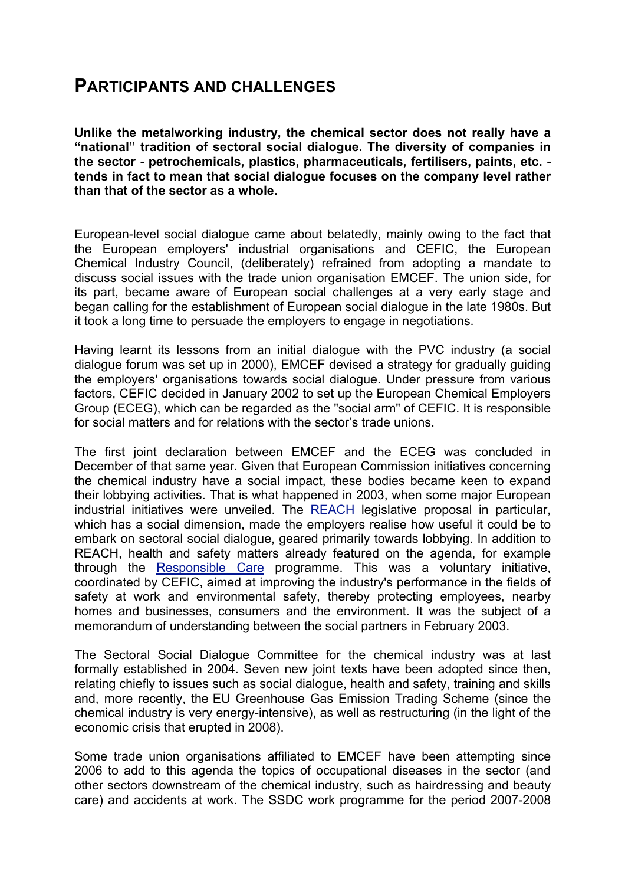# PARTICIPANTS AND CHALLENGES

**Unlike the metalworking industry, the chemical sector does not really have a "national" tradition of sectoral social dialogue. The diversity of companies in the sector - petrochemicals, plastics, pharmaceuticals, fertilisers, paints, etc. - tends in fact to mean that social dialogue focuses on the company level rather than that of the sector as a whole.**

European-level social dialogue came about belatedly, mainly owing to the fact that the European employers' industrial organisations and CEFIC, the European Chemical Industry Council, (deliberately) refrained from adopting a mandate to discuss social issues with the trade union organisation EMCEF. The union side, for its part, became aware of European social challenges at a very early stage and began calling for the establishment of European social dialogue in the late 1980s. But it took a long time to persuade the employers to engage in negotiations.

Having learnt its lessons from an initial dialogue with the PVC industry (a social dialogue forum was set up in 2000), EMCEF devised a strategy for gradually guiding the employers' organisations towards social dialogue. Under pressure from various factors, CEFIC decided in January 2002 to set up the European Chemical Employers Group (ECEG), which can be regarded as the "social arm" of CEFIC. It is responsible for social matters and for relations with the sector's trade unions.

The first joint declaration between EMCEF and the ECEG was concluded in December of that same year. Given that European Commission initiatives concerning the chemical industry have a social impact, these bodies became keen to expand their lobbying activities. That is what happened in 2003, when some major European industrial initiatives were unveiled. The REACH legislative proposal in particular, which has a social dimension, made the employers realise how useful it could be to embark on sectoral social dialogue, geared primarily towards lobbying. In addition to REACH, health and safety matters already featured on the agenda, for example through the Responsible Care programme. This was a voluntary initiative, coordinated by CEFIC, aimed at improving the industry's performance in the fields of safety at work and environmental safety, thereby protecting employees, nearby homes and businesses, consumers and the environment. It was the subject of a memorandum of understanding between the social partners in February 2003.

The Sectoral Social Dialogue Committee for the chemical industry was at last formally established in 2004. Seven new joint texts have been adopted since then, relating chiefly to issues such as social dialogue, health and safety, training and skills and, more recently, the EU Greenhouse Gas Emission Trading Scheme (since the chemical industry is very energy-intensive), as well as restructuring (in the light of the economic crisis that erupted in 2008).

Some trade union organisations affiliated to EMCEF have been attempting since 2006 to add to this agenda the topics of occupational diseases in the sector (and other sectors downstream of the chemical industry, such as hairdressing and beauty care) and accidents at work. The SSDC work programme for the period 2007-2008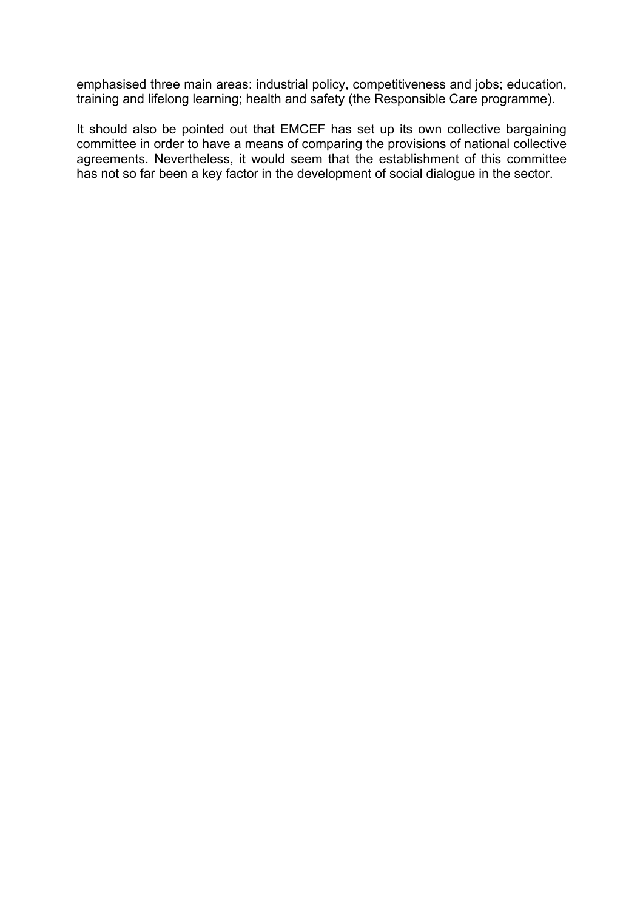emphasised three main areas: industrial policy, competitiveness and jobs; education, training and lifelong learning; health and safety (the Responsible Care programme).

It should also be pointed out that EMCEF has set up its own collective bargaining committee in order to have a means of comparing the provisions of national collective agreements. Nevertheless, it would seem that the establishment of this committee has not so far been a key factor in the development of social dialogue in the sector.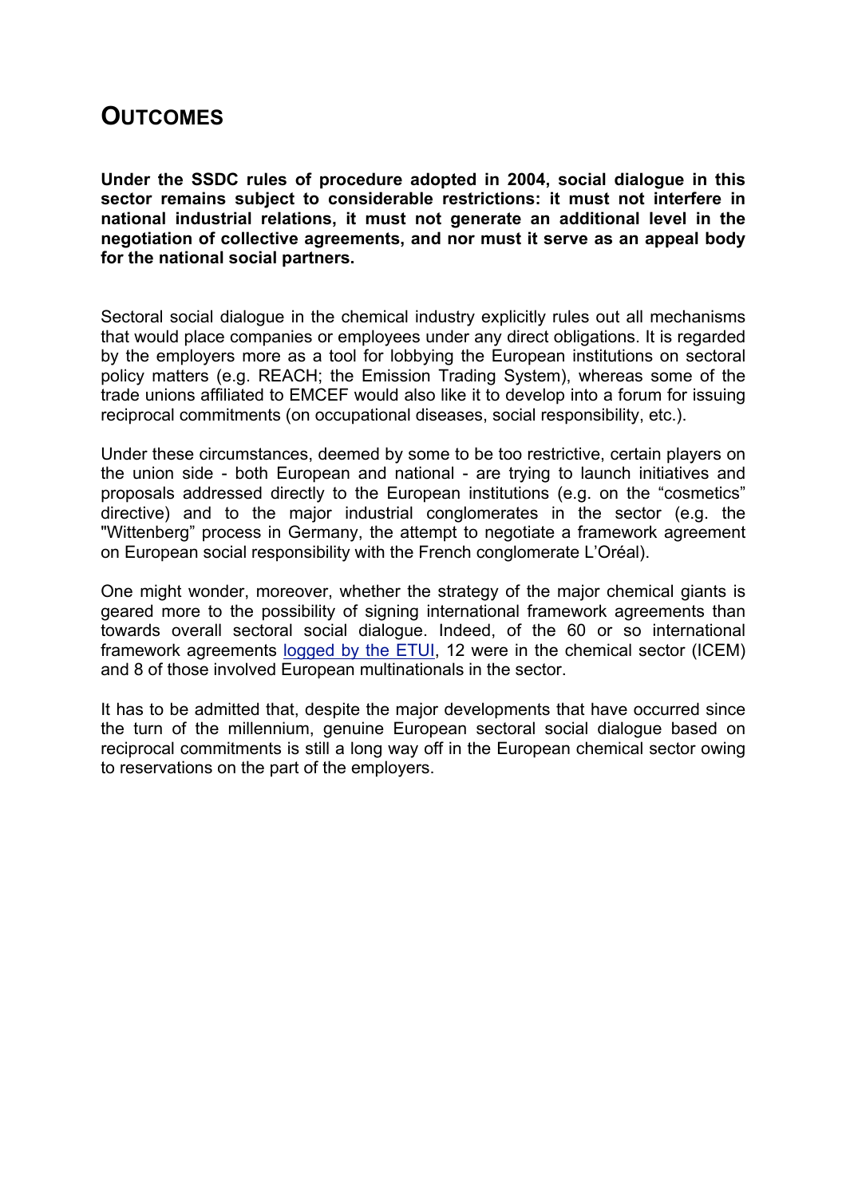## OUTCOMES

**Under the SSDC rules of procedure adopted in 2004, social dialogue in this sector remains subject to considerable restrictions: it must not interfere in national industrial relations, it must not generate an additional level in the negotiation of collective agreements, and nor must it serve as an appeal body for the national social partners.**

Sectoral social dialogue in the chemical industry explicitly rules out all mechanisms that would place companies or employees under any direct obligations. It is regarded by the employers more as a tool for lobbying the European institutions on sectoral policy matters (e.g. REACH; the Emission Trading System), whereas some of the trade unions affiliated to EMCEF would also like it to develop into a forum for issuing reciprocal commitments (on occupational diseases, social responsibility, etc.).

Under these circumstances, deemed by some to be too restrictive, certain players on the union side - both European and national - are trying to launch initiatives and proposals addressed directly to the European institutions (e.g. on the "cosmetics" directive) and to the major industrial conglomerates in the sector (e.g. the "Wittenberg" process in Germany, the attempt to negotiate a framework agreement on European social responsibility with the French conglomerate L'Oréal).

One might wonder, moreover, whether the strategy of the major chemical giants is geared more to the possibility of signing international framework agreements than towards overall sectoral social dialogue. Indeed, of the 60 or so international framework agreements logged by the ETUI, 12 were in the chemical sector (ICEM) and 8 of those involved European multinationals in the sector.

It has to be admitted that, despite the major developments that have occurred since the turn of the millennium, genuine European sectoral social dialogue based on reciprocal commitments is still a long way off in the European chemical sector owing to reservations on the part of the employers.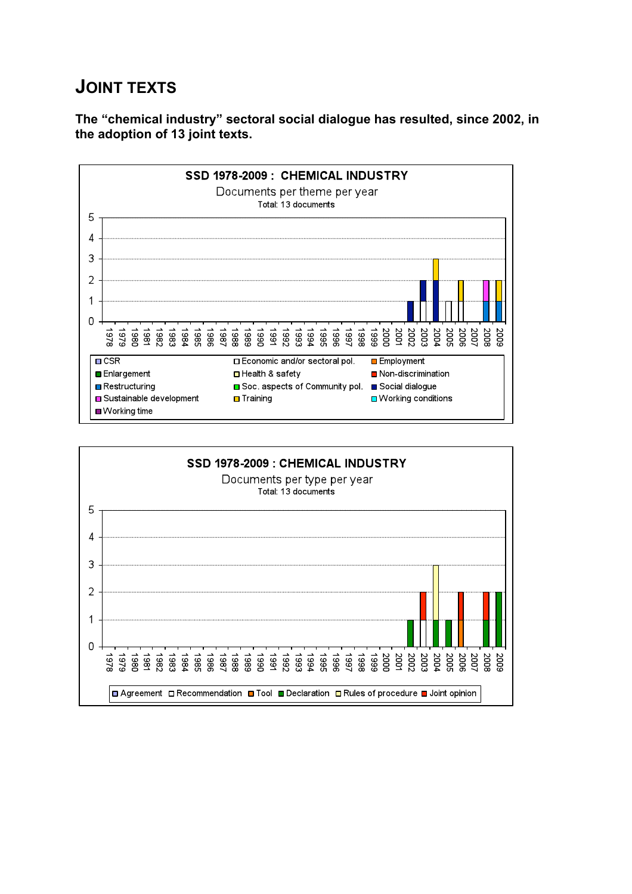## JOINT TEXTS

**The "chemical industry" sectoral social dialogue has resulted, since 2002, in the adoption of 13 joint texts.**

**SSD 1978-2009 : CHEMICAL INDUSTRY**

Documents per theme per year

Total: 13 documents

| Year | Social dialogue | Economic and/or sectoral pol. | Training | Restructuring | Sustainable development |
|---|---|---|---|---|---|
| 2002 | 1 | | | | |
| 2003 | 1 | 1 | | | |
| 2004 | 2 | | 1 | | |
| 2005 | | 1 | | | |
| 2006 | | 1 | 1 | | |
| 2008 | | | | 1 | 1 |
| 2009 | | | 1 | 1 | |

Legend: CSR, Economic and/or sectoral pol., Employment, Enlargement, Health & safety, Non-discrimination, Restructuring, Soc. aspects of Community pol., Social dialogue, Sustainable development, Training, Working conditions, Working time

**SSD 1978-2009 : CHEMICAL INDUSTRY**

Documents per type per year

Total: 13 documents

| Year | Declaration | Recommendation | Tool | Rules of procedure | Joint opinion |
|---|---|---|---|---|---|
| 2002 | 1 | | | | |
| 2003 | | 1 | | | 1 |
| 2004 | 1 | | | 2 | |
| 2005 | 1 | | | | |
| 2006 | | | 1 | | 1 |
| 2008 | 1 | | | | 1 |
| 2009 | 2 | | | | |

Legend: Agreement, Recommendation, Tool, Declaration, Rules of procedure, Joint opinion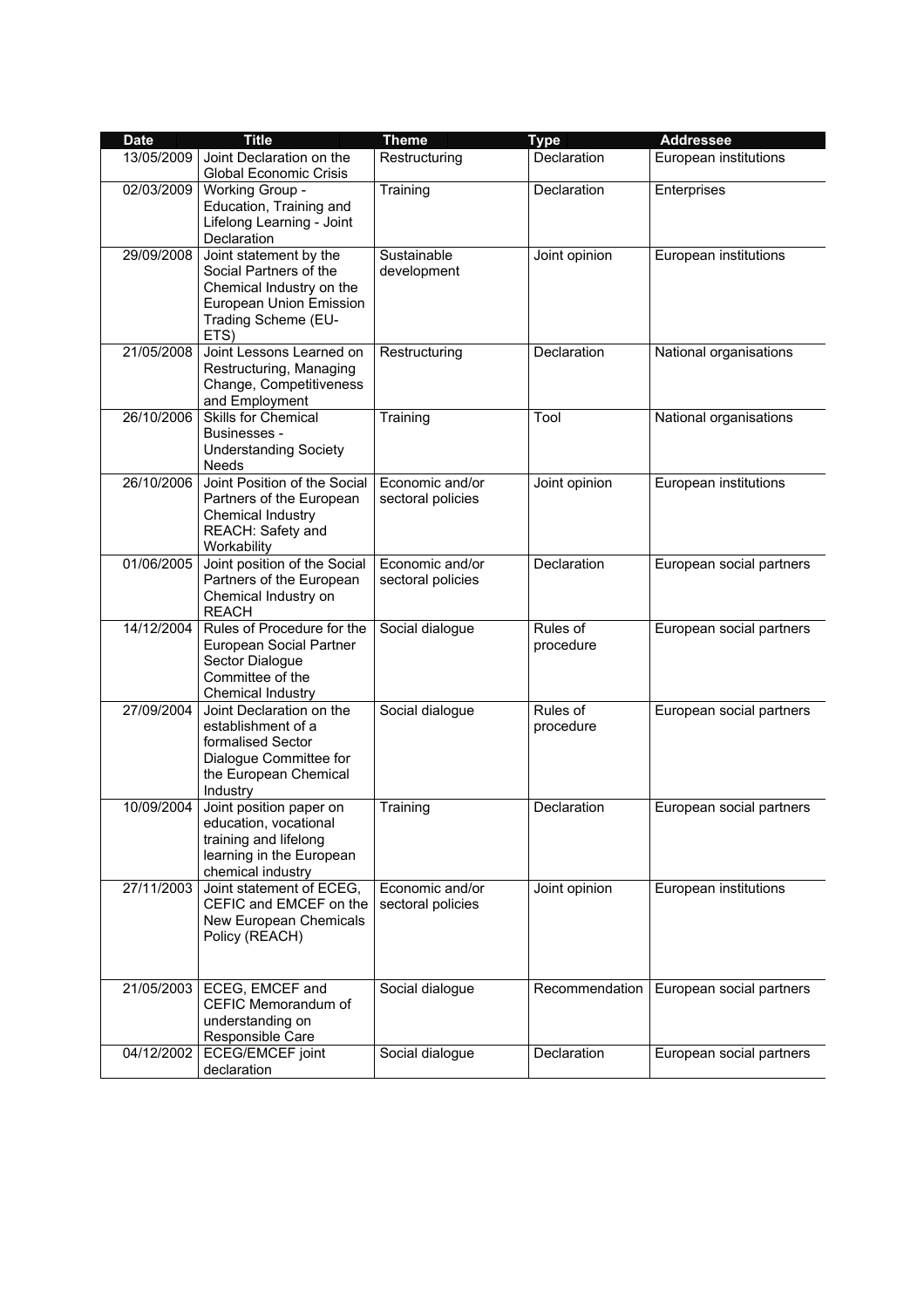| Date | Title | Theme | Type | Addressee |
| --- | --- | --- | --- | --- |
| 13/05/2009 | Joint Declaration on the Global Economic Crisis | Restructuring | Declaration | European institutions |
| 02/03/2009 | Working Group - Education, Training and Lifelong Learning - Joint Declaration | Training | Declaration | Enterprises |
| 29/09/2008 | Joint statement by the Social Partners of the Chemical Industry on the European Union Emission Trading Scheme (EU-ETS) | Sustainable development | Joint opinion | European institutions |
| 21/05/2008 | Joint Lessons Learned on Restructuring, Managing Change, Competitiveness and Employment | Restructuring | Declaration | National organisations |
| 26/10/2006 | Skills for Chemical Businesses - Understanding Society Needs | Training | Tool | National organisations |
| 26/10/2006 | Joint Position of the Social Partners of the European Chemical Industry REACH: Safety and Workability | Economic and/or sectoral policies | Joint opinion | European institutions |
| 01/06/2005 | Joint position of the Social Partners of the European Chemical Industry on REACH | Economic and/or sectoral policies | Declaration | European social partners |
| 14/12/2004 | Rules of Procedure for the European Social Partner Sector Dialogue Committee of the Chemical Industry | Social dialogue | Rules of procedure | European social partners |
| 27/09/2004 | Joint Declaration on the establishment of a formalised Sector Dialogue Committee for the European Chemical Industry | Social dialogue | Rules of procedure | European social partners |
| 10/09/2004 | Joint position paper on education, vocational training and lifelong learning in the European chemical industry | Training | Declaration | European social partners |
| 27/11/2003 | Joint statement of ECEG, CEFIC and EMCEF on the New European Chemicals Policy (REACH) | Economic and/or sectoral policies | Joint opinion | European institutions |
| 21/05/2003 | ECEG, EMCEF and CEFIC Memorandum of understanding on Responsible Care | Social dialogue | Recommendation | European social partners |
| 04/12/2002 | ECEG/EMCEF joint declaration | Social dialogue | Declaration | European social partners |